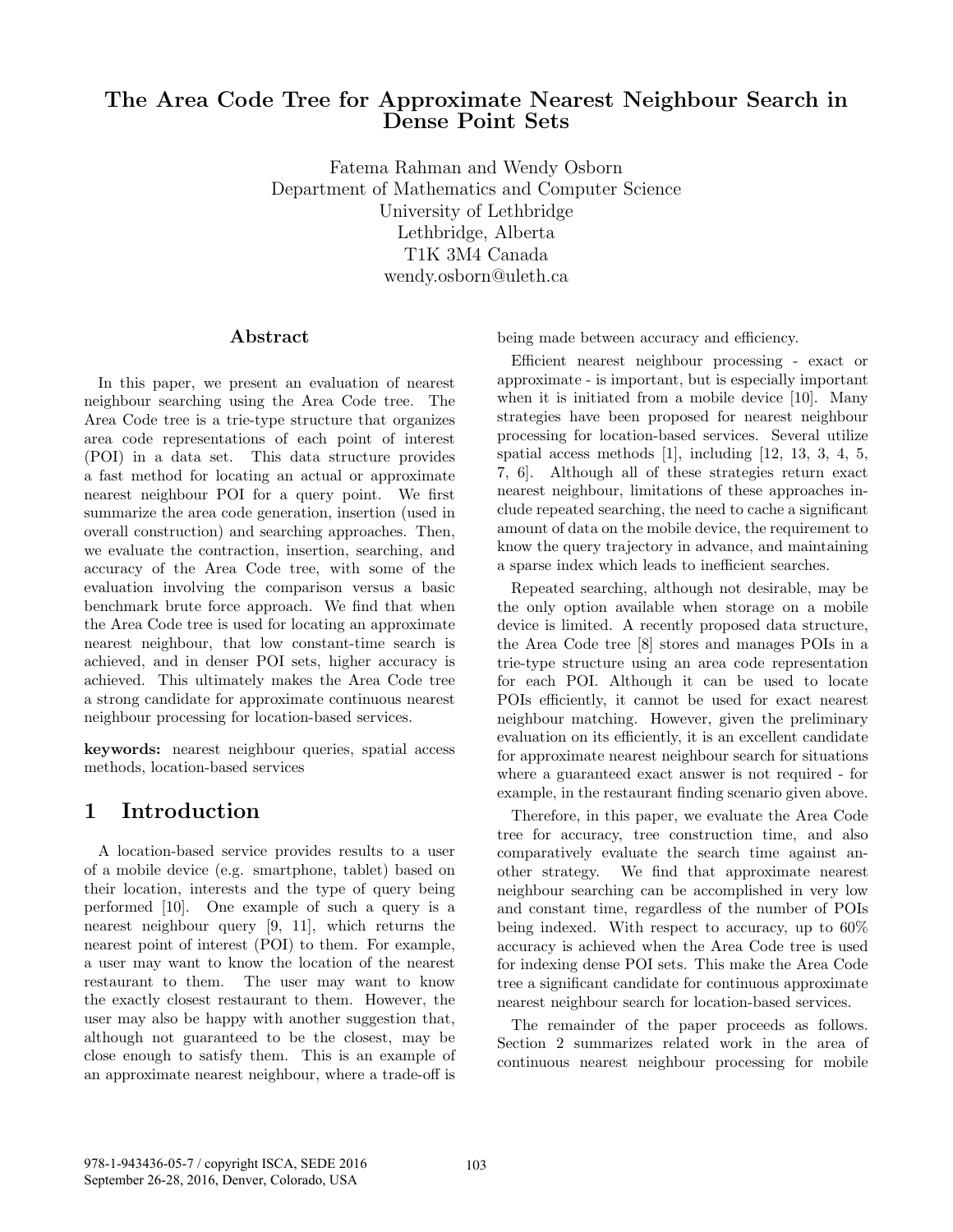# The Area Code Tree for Approximate Nearest Neighbour Search in Dense Point Sets

Fatema Rahman and Wendy Osborn
Department of Mathematics and Computer Science
University of Lethbridge
Lethbridge, Alberta
T1K 3M4 Canada
wendy.osborn@uleth.ca

## Abstract

In this paper, we present an evaluation of nearest neighbour searching using the Area Code tree. The Area Code tree is a trie-type structure that organizes area code representations of each point of interest (POI) in a data set. This data structure provides a fast method for locating an actual or approximate nearest neighbour POI for a query point. We first summarize the area code generation, insertion (used in overall construction) and searching approaches. Then, we evaluate the contraction, insertion, searching, and accuracy of the Area Code tree, with some of the evaluation involving the comparison versus a basic benchmark brute force approach. We find that when the Area Code tree is used for locating an approximate nearest neighbour, that low constant-time search is achieved, and in denser POI sets, higher accuracy is achieved. This ultimately makes the Area Code tree a strong candidate for approximate continuous nearest neighbour processing for location-based services.

**keywords:** nearest neighbour queries, spatial access methods, location-based services

## 1 Introduction

A location-based service provides results to a user of a mobile device (e.g. smartphone, tablet) based on their location, interests and the type of query being performed [10]. One example of such a query is a nearest neighbour query [9, 11], which returns the nearest point of interest (POI) to them. For example, a user may want to know the location of the nearest restaurant to them. The user may want to know the exactly closest restaurant to them. However, the user may also be happy with another suggestion that, although not guaranteed to be the closest, may be close enough to satisfy them. This is an example of an approximate nearest neighbour, where a trade-off is being made between accuracy and efficiency.

Efficient nearest neighbour processing - exact or approximate - is important, but is especially important when it is initiated from a mobile device [10]. Many strategies have been proposed for nearest neighbour processing for location-based services. Several utilize spatial access methods [1], including [12, 13, 3, 4, 5, 7, 6]. Although all of these strategies return exact nearest neighbour, limitations of these approaches include repeated searching, the need to cache a significant amount of data on the mobile device, the requirement to know the query trajectory in advance, and maintaining a sparse index which leads to inefficient searches.

Repeated searching, although not desirable, may be the only option available when storage on a mobile device is limited. A recently proposed data structure, the Area Code tree [8] stores and manages POIs in a trie-type structure using an area code representation for each POI. Although it can be used to locate POIs efficiently, it cannot be used for exact nearest neighbour matching. However, given the preliminary evaluation on its efficiently, it is an excellent candidate for approximate nearest neighbour search for situations where a guaranteed exact answer is not required - for example, in the restaurant finding scenario given above.

Therefore, in this paper, we evaluate the Area Code tree for accuracy, tree construction time, and also comparatively evaluate the search time against another strategy. We find that approximate nearest neighbour searching can be accomplished in very low and constant time, regardless of the number of POIs being indexed. With respect to accuracy, up to 60% accuracy is achieved when the Area Code tree is used for indexing dense POI sets. This make the Area Code tree a significant candidate for continuous approximate nearest neighbour search for location-based services.

The remainder of the paper proceeds as follows. Section 2 summarizes related work in the area of continuous nearest neighbour processing for mobile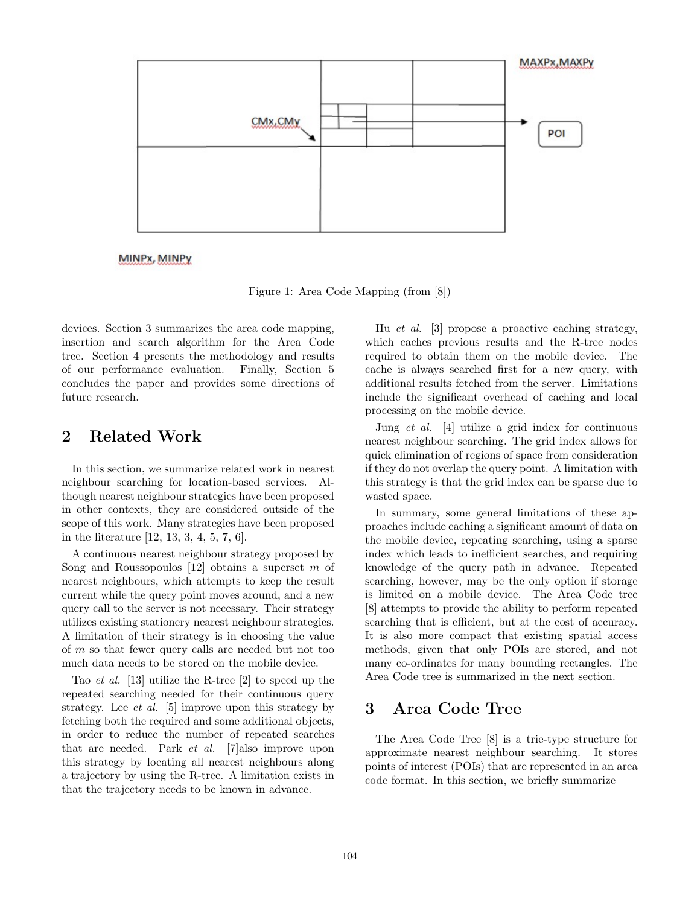Figure 1: Area Code Mapping (from [8])

devices. Section 3 summarizes the area code mapping, insertion and search algorithm for the Area Code tree. Section 4 presents the methodology and results of our performance evaluation. Finally, Section 5 concludes the paper and provides some directions of future research.

## 2 Related Work

In this section, we summarize related work in nearest neighbour searching for location-based services. Although nearest neighbour strategies have been proposed in other contexts, they are considered outside of the scope of this work. Many strategies have been proposed in the literature [12, 13, 3, 4, 5, 7, 6].

A continuous nearest neighbour strategy proposed by Song and Roussopoulos [12] obtains a superset $m$ of nearest neighbours, which attempts to keep the result current while the query point moves around, and a new query call to the server is not necessary. Their strategy utilizes existing stationery nearest neighbour strategies. A limitation of their strategy is in choosing the value of $m$ so that fewer query calls are needed but not too much data needs to be stored on the mobile device.

Tao *et al.* [13] utilize the R-tree [2] to speed up the repeated searching needed for their continuous query strategy. Lee *et al.* [5] improve upon this strategy by fetching both the required and some additional objects, in order to reduce the number of repeated searches that are needed. Park *et al.* [7]also improve upon this strategy by locating all nearest neighbours along a trajectory by using the R-tree. A limitation exists in that the trajectory needs to be known in advance.

Hu *et al.* [3] propose a proactive caching strategy, which caches previous results and the R-tree nodes required to obtain them on the mobile device. The cache is always searched first for a new query, with additional results fetched from the server. Limitations include the significant overhead of caching and local processing on the mobile device.

Jung *et al.* [4] utilize a grid index for continuous nearest neighbour searching. The grid index allows for quick elimination of regions of space from consideration if they do not overlap the query point. A limitation with this strategy is that the grid index can be sparse due to wasted space.

In summary, some general limitations of these approaches include caching a significant amount of data on the mobile device, repeating searching, using a sparse index which leads to inefficient searches, and requiring knowledge of the query path in advance. Repeated searching, however, may be the only option if storage is limited on a mobile device. The Area Code tree [8] attempts to provide the ability to perform repeated searching that is efficient, but at the cost of accuracy. It is also more compact that existing spatial access methods, given that only POIs are stored, and not many co-ordinates for many bounding rectangles. The Area Code tree is summarized in the next section.

## 3 Area Code Tree

The Area Code Tree [8] is a trie-type structure for approximate nearest neighbour searching. It stores points of interest (POIs) that are represented in an area code format. In this section, we briefly summarize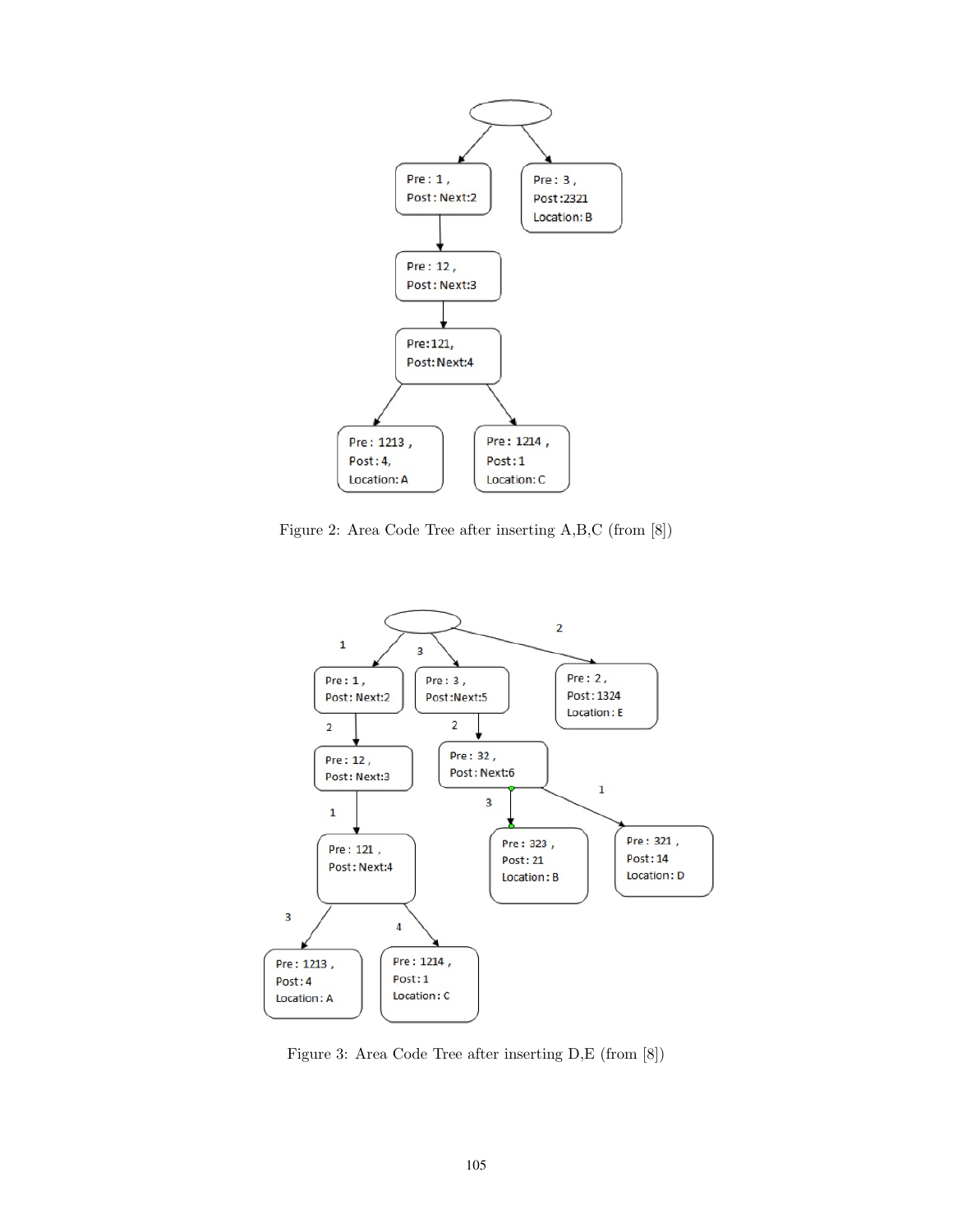Figure 2: Area Code Tree after inserting A,B,C (from [8])

Figure 3: Area Code Tree after inserting D,E (from [8])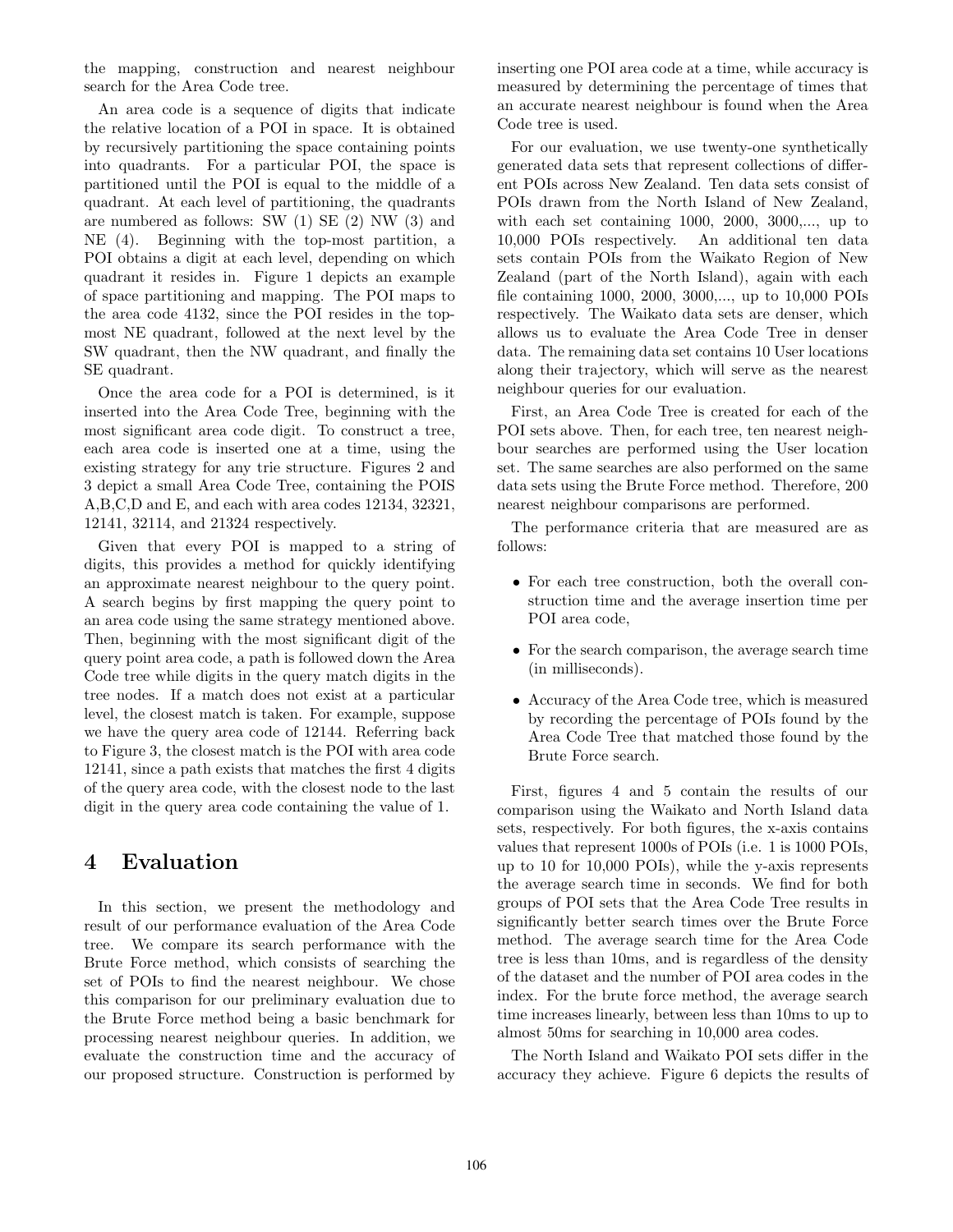the mapping, construction and nearest neighbour search for the Area Code tree.

An area code is a sequence of digits that indicate the relative location of a POI in space. It is obtained by recursively partitioning the space containing points into quadrants. For a particular POI, the space is partitioned until the POI is equal to the middle of a quadrant. At each level of partitioning, the quadrants are numbered as follows: SW (1) SE (2) NW (3) and NE (4). Beginning with the top-most partition, a POI obtains a digit at each level, depending on which quadrant it resides in. Figure 1 depicts an example of space partitioning and mapping. The POI maps to the area code 4132, since the POI resides in the top-most NE quadrant, followed at the next level by the SW quadrant, then the NW quadrant, and finally the SE quadrant.

Once the area code for a POI is determined, is it inserted into the Area Code Tree, beginning with the most significant area code digit. To construct a tree, each area code is inserted one at a time, using the existing strategy for any trie structure. Figures 2 and 3 depict a small Area Code Tree, containing the POIS A,B,C,D and E, and each with area codes 12134, 32321, 12141, 32114, and 21324 respectively.

Given that every POI is mapped to a string of digits, this provides a method for quickly identifying an approximate nearest neighbour to the query point. A search begins by first mapping the query point to an area code using the same strategy mentioned above. Then, beginning with the most significant digit of the query point area code, a path is followed down the Area Code tree while digits in the query match digits in the tree nodes. If a match does not exist at a particular level, the closest match is taken. For example, suppose we have the query area code of 12144. Referring back to Figure 3, the closest match is the POI with area code 12141, since a path exists that matches the first 4 digits of the query area code, with the closest node to the last digit in the query area code containing the value of 1.

# 4 Evaluation

In this section, we present the methodology and result of our performance evaluation of the Area Code tree. We compare its search performance with the Brute Force method, which consists of searching the set of POIs to find the nearest neighbour. We chose this comparison for our preliminary evaluation due to the Brute Force method being a basic benchmark for processing nearest neighbour queries. In addition, we evaluate the construction time and the accuracy of our proposed structure. Construction is performed by inserting one POI area code at a time, while accuracy is measured by determining the percentage of times that an accurate nearest neighbour is found when the Area Code tree is used.

For our evaluation, we use twenty-one synthetically generated data sets that represent collections of different POIs across New Zealand. Ten data sets consist of POIs drawn from the North Island of New Zealand, with each set containing 1000, 2000, 3000,..., up to 10,000 POIs respectively. An additional ten data sets contain POIs from the Waikato Region of New Zealand (part of the North Island), again with each file containing 1000, 2000, 3000,..., up to 10,000 POIs respectively. The Waikato data sets are denser, which allows us to evaluate the Area Code Tree in denser data. The remaining data set contains 10 User locations along their trajectory, which will serve as the nearest neighbour queries for our evaluation.

First, an Area Code Tree is created for each of the POI sets above. Then, for each tree, ten nearest neighbour searches are performed using the User location set. The same searches are also performed on the same data sets using the Brute Force method. Therefore, 200 nearest neighbour comparisons are performed.

The performance criteria that are measured are as follows:

- For each tree construction, both the overall construction time and the average insertion time per POI area code,
- For the search comparison, the average search time (in milliseconds).
- Accuracy of the Area Code tree, which is measured by recording the percentage of POIs found by the Area Code Tree that matched those found by the Brute Force search.

First, figures 4 and 5 contain the results of our comparison using the Waikato and North Island data sets, respectively. For both figures, the x-axis contains values that represent 1000s of POIs (i.e. 1 is 1000 POIs, up to 10 for 10,000 POIs), while the y-axis represents the average search time in seconds. We find for both groups of POI sets that the Area Code Tree results in significantly better search times over the Brute Force method. The average search time for the Area Code tree is less than 10ms, and is regardless of the density of the dataset and the number of POI area codes in the index. For the brute force method, the average search time increases linearly, between less than 10ms to up to almost 50ms for searching in 10,000 area codes.

The North Island and Waikato POI sets differ in the accuracy they achieve. Figure 6 depicts the results of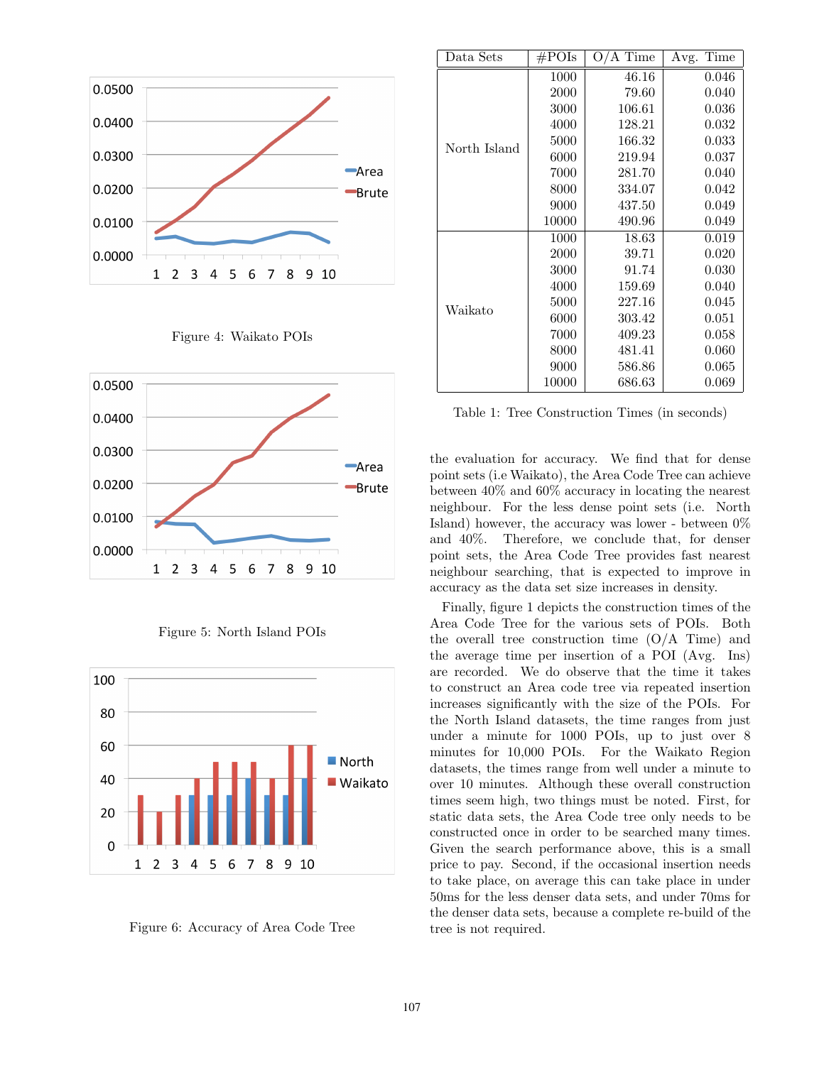Figure 4: Waikato POIs

Figure 5: North Island POIs

Figure 6: Accuracy of Area Code Tree

| Data Sets | #POIs | O/A Time | Avg. Time |
| --- | --- | --- | --- |
| North Island | 1000 | 46.16 | 0.046 |
| | 2000 | 79.60 | 0.040 |
| | 3000 | 106.61 | 0.036 |
| | 4000 | 128.21 | 0.032 |
| | 5000 | 166.32 | 0.033 |
| | 6000 | 219.94 | 0.037 |
| | 7000 | 281.70 | 0.040 |
| | 8000 | 334.07 | 0.042 |
| | 9000 | 437.50 | 0.049 |
| | 10000 | 490.96 | 0.049 |
| Waikato | 1000 | 18.63 | 0.019 |
| | 2000 | 39.71 | 0.020 |
| | 3000 | 91.74 | 0.030 |
| | 4000 | 159.69 | 0.040 |
| | 5000 | 227.16 | 0.045 |
| | 6000 | 303.42 | 0.051 |
| | 7000 | 409.23 | 0.058 |
| | 8000 | 481.41 | 0.060 |
| | 9000 | 586.86 | 0.065 |
| | 10000 | 686.63 | 0.069 |

Table 1: Tree Construction Times (in seconds)

the evaluation for accuracy. We find that for dense point sets (i.e Waikato), the Area Code Tree can achieve between 40% and 60% accuracy in locating the nearest neighbour. For the less dense point sets (i.e. North Island) however, the accuracy was lower - between 0% and 40%. Therefore, we conclude that, for denser point sets, the Area Code Tree provides fast nearest neighbour searching, that is expected to improve in accuracy as the data set size increases in density.

Finally, figure 1 depicts the construction times of the Area Code Tree for the various sets of POIs. Both the overall tree construction time (O/A Time) and the average time per insertion of a POI (Avg. Ins) are recorded. We do observe that the time it takes to construct an Area code tree via repeated insertion increases significantly with the size of the POIs. For the North Island datasets, the time ranges from just under a minute for 1000 POIs, up to just over 8 minutes for 10,000 POIs. For the Waikato Region datasets, the times range from well under a minute to over 10 minutes. Although these overall construction times seem high, two things must be noted. First, for static data sets, the Area Code tree only needs to be constructed once in order to be searched many times. Given the search performance above, this is a small price to pay. Second, if the occasional insertion needs to take place, on average this can take place in under 50ms for the less denser data sets, and under 70ms for the denser data sets, because a complete re-build of the tree is not required.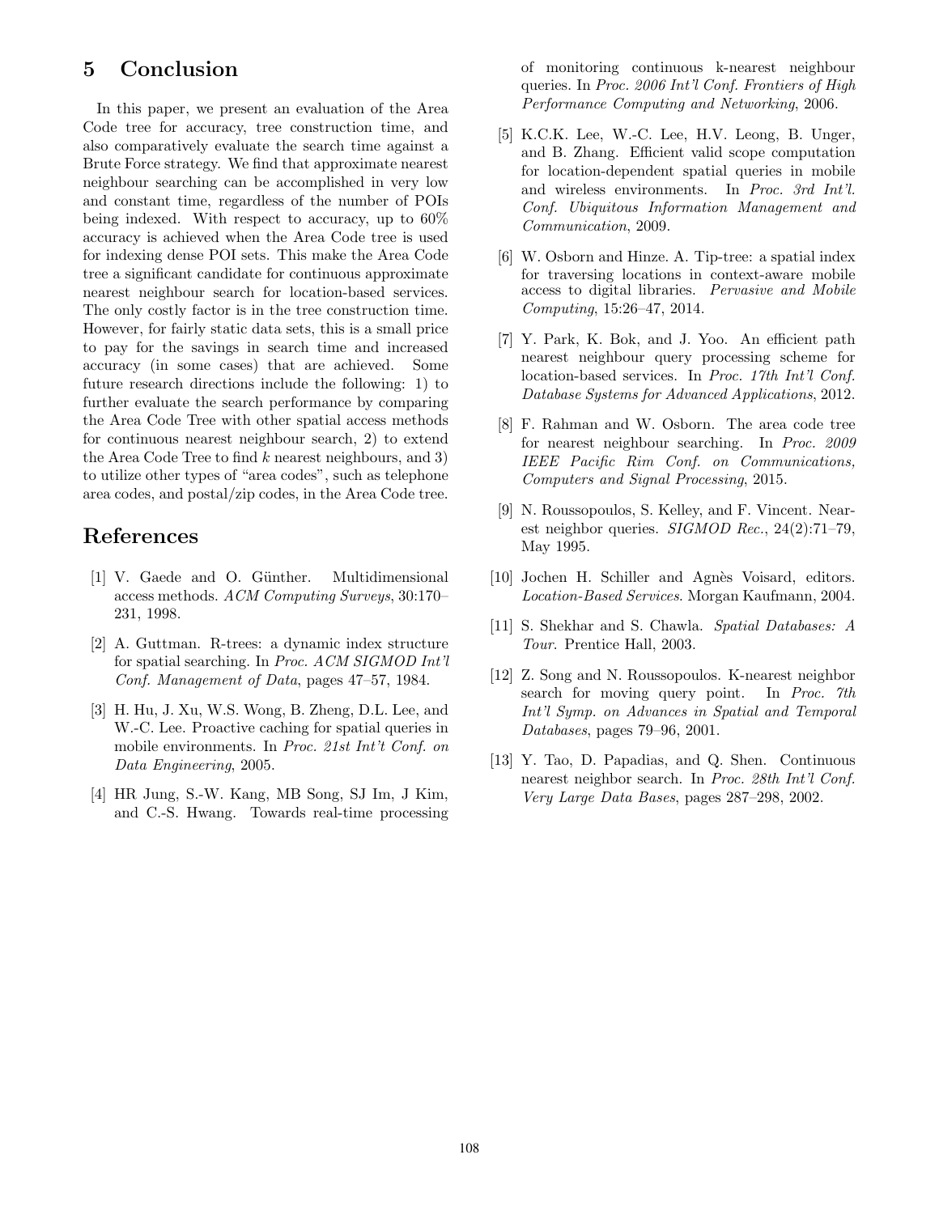## 5 Conclusion

In this paper, we present an evaluation of the Area Code tree for accuracy, tree construction time, and also comparatively evaluate the search time against a Brute Force strategy. We find that approximate nearest neighbour searching can be accomplished in very low and constant time, regardless of the number of POIs being indexed. With respect to accuracy, up to 60% accuracy is achieved when the Area Code tree is used for indexing dense POI sets. This make the Area Code tree a significant candidate for continuous approximate nearest neighbour search for location-based services. The only costly factor is in the tree construction time. However, for fairly static data sets, this is a small price to pay for the savings in search time and increased accuracy (in some cases) that are achieved. Some future research directions include the following: 1) to further evaluate the search performance by comparing the Area Code Tree with other spatial access methods for continuous nearest neighbour search, 2) to extend the Area Code Tree to find $k$ nearest neighbours, and 3) to utilize other types of "area codes", such as telephone area codes, and postal/zip codes, in the Area Code tree.

## References

[1] V. Gaede and O. Günther. Multidimensional access methods. *ACM Computing Surveys*, 30:170–231, 1998.

[2] A. Guttman. R-trees: a dynamic index structure for spatial searching. In *Proc. ACM SIGMOD Int'l Conf. Management of Data*, pages 47–57, 1984.

[3] H. Hu, J. Xu, W.S. Wong, B. Zheng, D.L. Lee, and W.-C. Lee. Proactive caching for spatial queries in mobile environments. In *Proc. 21st Int't Conf. on Data Engineering*, 2005.

[4] HR Jung, S.-W. Kang, MB Song, SJ Im, J Kim, and C.-S. Hwang. Towards real-time processing of monitoring continuous k-nearest neighbour queries. In *Proc. 2006 Int'l Conf. Frontiers of High Performance Computing and Networking*, 2006.

[5] K.C.K. Lee, W.-C. Lee, H.V. Leong, B. Unger, and B. Zhang. Efficient valid scope computation for location-dependent spatial queries in mobile and wireless environments. In *Proc. 3rd Int'l. Conf. Ubiquitous Information Management and Communication*, 2009.

[6] W. Osborn and Hinze. A. Tip-tree: a spatial index for traversing locations in context-aware mobile access to digital libraries. *Pervasive and Mobile Computing*, 15:26–47, 2014.

[7] Y. Park, K. Bok, and J. Yoo. An efficient path nearest neighbour query processing scheme for location-based services. In *Proc. 17th Int'l Conf. Database Systems for Advanced Applications*, 2012.

[8] F. Rahman and W. Osborn. The area code tree for nearest neighbour searching. In *Proc. 2009 IEEE Pacific Rim Conf. on Communications, Computers and Signal Processing*, 2015.

[9] N. Roussopoulos, S. Kelley, and F. Vincent. Nearest neighbor queries. *SIGMOD Rec.*, 24(2):71–79, May 1995.

[10] Jochen H. Schiller and Agnès Voisard, editors. *Location-Based Services*. Morgan Kaufmann, 2004.

[11] S. Shekhar and S. Chawla. *Spatial Databases: A Tour.* Prentice Hall, 2003.

[12] Z. Song and N. Roussopoulos. K-nearest neighbor search for moving query point. In *Proc. 7th Int'l Symp. on Advances in Spatial and Temporal Databases*, pages 79–96, 2001.

[13] Y. Tao, D. Papadias, and Q. Shen. Continuous nearest neighbor search. In *Proc. 28th Int'l Conf. Very Large Data Bases*, pages 287–298, 2002.